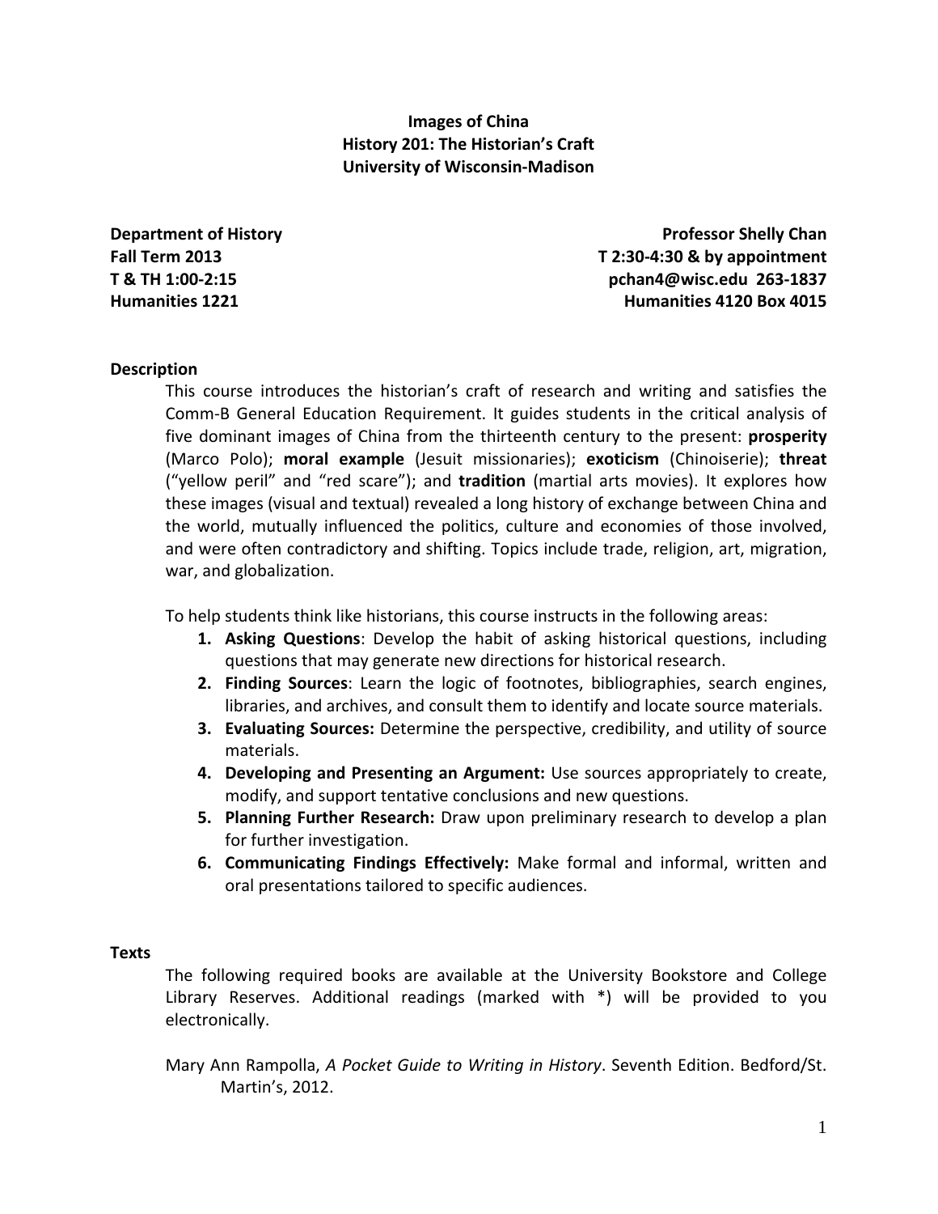# Images of China
## History 201: The Historian's Craft
## University of Wisconsin-Madison

**Department of History**
**Fall Term 2013**
**T & TH 1:00-2:15**
**Humanities 1221**

**Professor Shelly Chan**
**T 2:30-4:30 & by appointment**
**pchan4@wisc.edu 263-1837**
**Humanities 4120 Box 4015**

### Description

This course introduces the historian's craft of research and writing and satisfies the Comm-B General Education Requirement. It guides students in the critical analysis of five dominant images of China from the thirteenth century to the present: **prosperity** (Marco Polo); **moral example** (Jesuit missionaries); **exoticism** (Chinoiserie); **threat** ("yellow peril" and "red scare"); and **tradition** (martial arts movies). It explores how these images (visual and textual) revealed a long history of exchange between China and the world, mutually influenced the politics, culture and economies of those involved, and were often contradictory and shifting. Topics include trade, religion, art, migration, war, and globalization.

To help students think like historians, this course instructs in the following areas:

1. **Asking Questions**: Develop the habit of asking historical questions, including questions that may generate new directions for historical research.
2. **Finding Sources**: Learn the logic of footnotes, bibliographies, search engines, libraries, and archives, and consult them to identify and locate source materials.
3. **Evaluating Sources:** Determine the perspective, credibility, and utility of source materials.
4. **Developing and Presenting an Argument:** Use sources appropriately to create, modify, and support tentative conclusions and new questions.
5. **Planning Further Research:** Draw upon preliminary research to develop a plan for further investigation.
6. **Communicating Findings Effectively:** Make formal and informal, written and oral presentations tailored to specific audiences.

### Texts

The following required books are available at the University Bookstore and College Library Reserves. Additional readings (marked with *) will be provided to you electronically.

Mary Ann Rampolla, *A Pocket Guide to Writing in History*. Seventh Edition. Bedford/St. Martin's, 2012.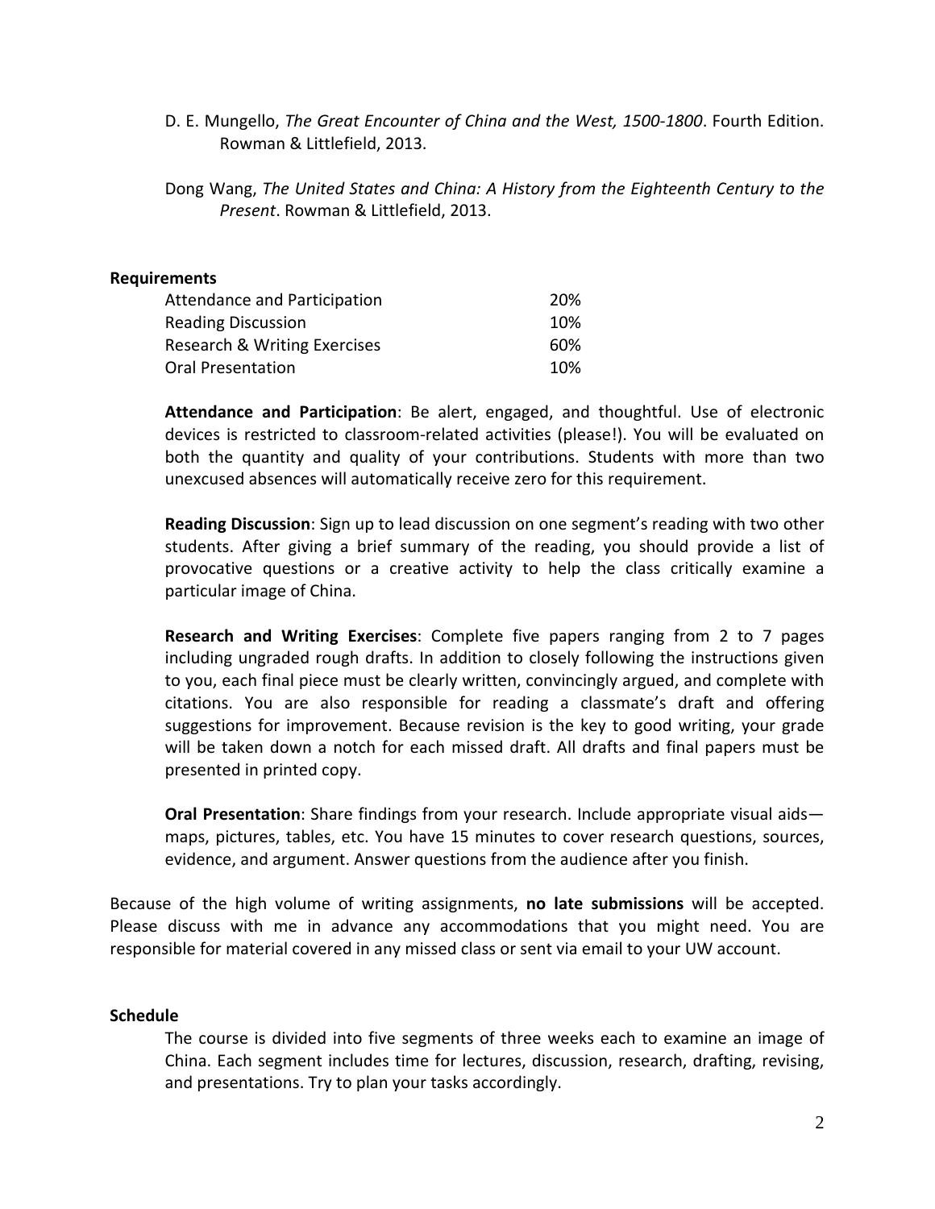D. E. Mungello, *The Great Encounter of China and the West, 1500-1800*. Fourth Edition. Rowman & Littlefield, 2013.

Dong Wang, *The United States and China: A History from the Eighteenth Century to the Present*. Rowman & Littlefield, 2013.

**Requirements**

| | |
|---|---|
| Attendance and Participation | 20% |
| Reading Discussion | 10% |
| Research & Writing Exercises | 60% |
| Oral Presentation | 10% |

**Attendance and Participation**: Be alert, engaged, and thoughtful. Use of electronic devices is restricted to classroom-related activities (please!). You will be evaluated on both the quantity and quality of your contributions. Students with more than two unexcused absences will automatically receive zero for this requirement.

**Reading Discussion**: Sign up to lead discussion on one segment's reading with two other students. After giving a brief summary of the reading, you should provide a list of provocative questions or a creative activity to help the class critically examine a particular image of China.

**Research and Writing Exercises**: Complete five papers ranging from 2 to 7 pages including ungraded rough drafts. In addition to closely following the instructions given to you, each final piece must be clearly written, convincingly argued, and complete with citations. You are also responsible for reading a classmate's draft and offering suggestions for improvement. Because revision is the key to good writing, your grade will be taken down a notch for each missed draft. All drafts and final papers must be presented in printed copy.

**Oral Presentation**: Share findings from your research. Include appropriate visual aids—maps, pictures, tables, etc. You have 15 minutes to cover research questions, sources, evidence, and argument. Answer questions from the audience after you finish.

Because of the high volume of writing assignments, **no late submissions** will be accepted. Please discuss with me in advance any accommodations that you might need. You are responsible for material covered in any missed class or sent via email to your UW account.

**Schedule**

The course is divided into five segments of three weeks each to examine an image of China. Each segment includes time for lectures, discussion, research, drafting, revising, and presentations. Try to plan your tasks accordingly.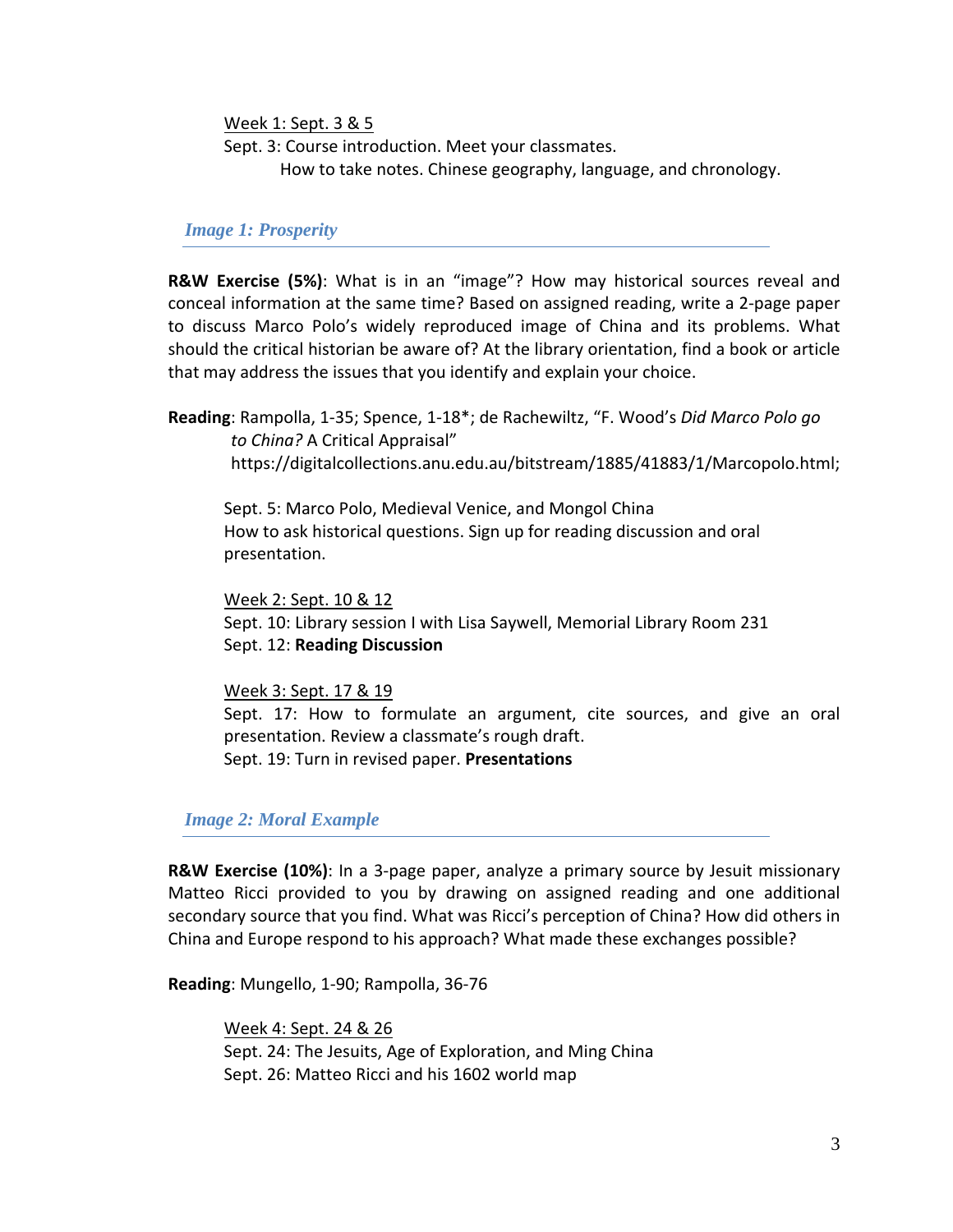Week 1: Sept. 3 & 5

Sept. 3: Course introduction. Meet your classmates.
How to take notes. Chinese geography, language, and chronology.

### *Image 1: Prosperity*

**R&W Exercise (5%)**: What is in an "image"? How may historical sources reveal and conceal information at the same time? Based on assigned reading, write a 2-page paper to discuss Marco Polo's widely reproduced image of China and its problems. What should the critical historian be aware of? At the library orientation, find a book or article that may address the issues that you identify and explain your choice.

**Reading**: Rampolla, 1-35; Spence, 1-18*; de Rachewiltz, "F. Wood's *Did Marco Polo go to China?* A Critical Appraisal" https://digitalcollections.anu.edu.au/bitstream/1885/41883/1/Marcopolo.html;

Sept. 5: Marco Polo, Medieval Venice, and Mongol China
How to ask historical questions. Sign up for reading discussion and oral presentation.

Week 2: Sept. 10 & 12

Sept. 10: Library session I with Lisa Saywell, Memorial Library Room 231
Sept. 12: **Reading Discussion**

Week 3: Sept. 17 & 19

Sept. 17: How to formulate an argument, cite sources, and give an oral presentation. Review a classmate's rough draft.
Sept. 19: Turn in revised paper. **Presentations**

### *Image 2: Moral Example*

**R&W Exercise (10%)**: In a 3-page paper, analyze a primary source by Jesuit missionary Matteo Ricci provided to you by drawing on assigned reading and one additional secondary source that you find. What was Ricci's perception of China? How did others in China and Europe respond to his approach? What made these exchanges possible?

**Reading**: Mungello, 1-90; Rampolla, 36-76

Week 4: Sept. 24 & 26

Sept. 24: The Jesuits, Age of Exploration, and Ming China
Sept. 26: Matteo Ricci and his 1602 world map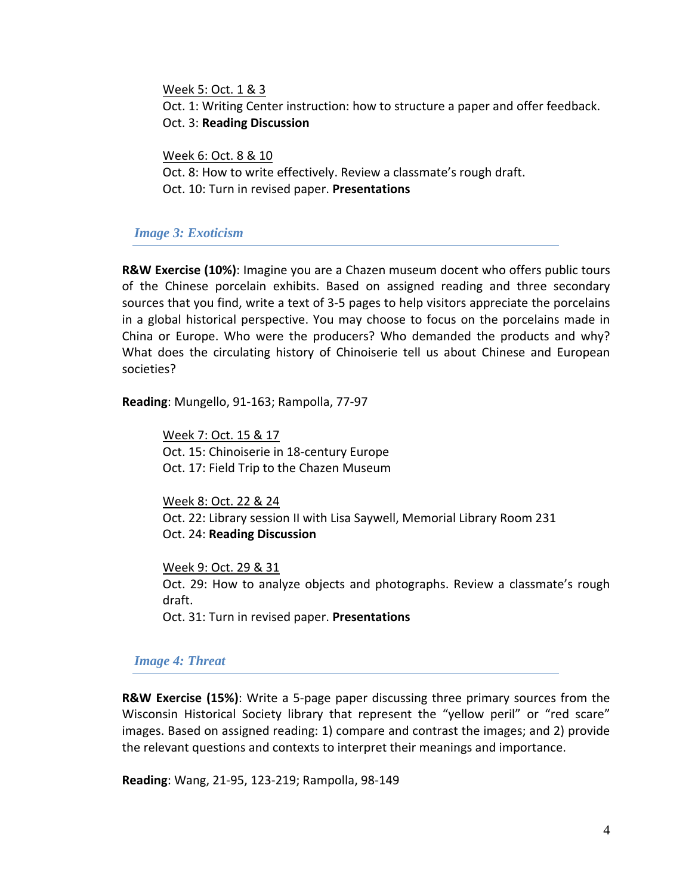Week 5: Oct. 1 & 3

Oct. 1: Writing Center instruction: how to structure a paper and offer feedback.

Oct. 3: **Reading Discussion**

Week 6: Oct. 8 & 10

Oct. 8: How to write effectively. Review a classmate's rough draft.

Oct. 10: Turn in revised paper. **Presentations**

### *Image 3: Exoticism*

**R&W Exercise (10%)**: Imagine you are a Chazen museum docent who offers public tours of the Chinese porcelain exhibits. Based on assigned reading and three secondary sources that you find, write a text of 3-5 pages to help visitors appreciate the porcelains in a global historical perspective. You may choose to focus on the porcelains made in China or Europe. Who were the producers? Who demanded the products and why? What does the circulating history of Chinoiserie tell us about Chinese and European societies?

**Reading**: Mungello, 91-163; Rampolla, 77-97

Week 7: Oct. 15 & 17

Oct. 15: Chinoiserie in 18-century Europe

Oct. 17: Field Trip to the Chazen Museum

Week 8: Oct. 22 & 24

Oct. 22: Library session II with Lisa Saywell, Memorial Library Room 231

Oct. 24: **Reading Discussion**

Week 9: Oct. 29 & 31

Oct. 29: How to analyze objects and photographs. Review a classmate's rough draft.

Oct. 31: Turn in revised paper. **Presentations**

### *Image 4: Threat*

**R&W Exercise (15%)**: Write a 5-page paper discussing three primary sources from the Wisconsin Historical Society library that represent the "yellow peril" or "red scare" images. Based on assigned reading: 1) compare and contrast the images; and 2) provide the relevant questions and contexts to interpret their meanings and importance.

**Reading**: Wang, 21-95, 123-219; Rampolla, 98-149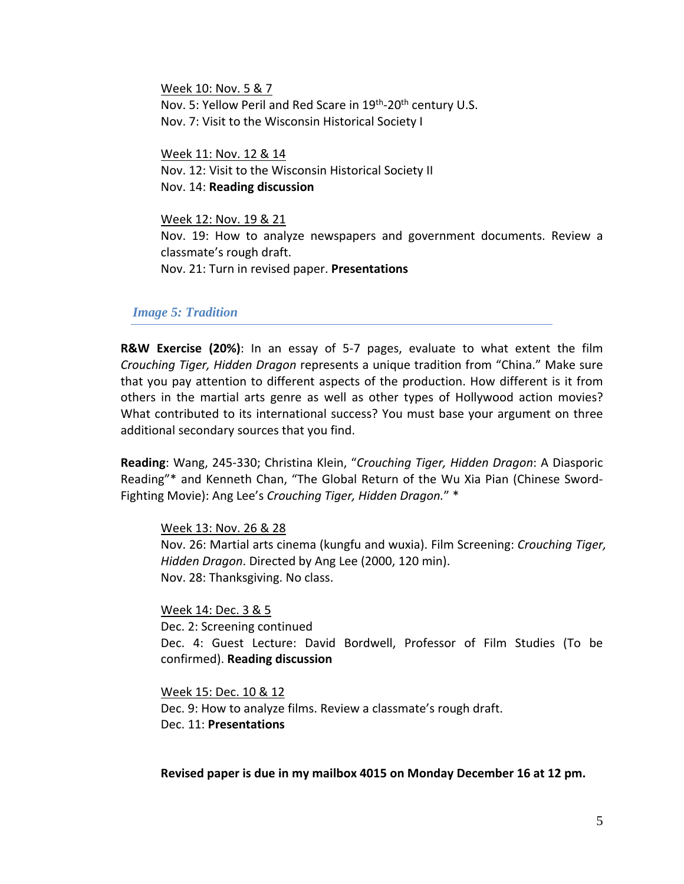Week 10: Nov. 5 & 7

Nov. 5: Yellow Peril and Red Scare in 19th-20th century U.S.

Nov. 7: Visit to the Wisconsin Historical Society I

Week 11: Nov. 12 & 14

Nov. 12: Visit to the Wisconsin Historical Society II

Nov. 14: **Reading discussion**

Week 12: Nov. 19 & 21

Nov. 19: How to analyze newspapers and government documents. Review a classmate's rough draft.

Nov. 21: Turn in revised paper. **Presentations**

## *Image 5: Tradition*

**R&W Exercise (20%)**: In an essay of 5-7 pages, evaluate to what extent the film *Crouching Tiger, Hidden Dragon* represents a unique tradition from "China." Make sure that you pay attention to different aspects of the production. How different is it from others in the martial arts genre as well as other types of Hollywood action movies? What contributed to its international success? You must base your argument on three additional secondary sources that you find.

**Reading**: Wang, 245-330; Christina Klein, "*Crouching Tiger, Hidden Dragon*: A Diasporic Reading"* and Kenneth Chan, "The Global Return of the Wu Xia Pian (Chinese Sword-Fighting Movie): Ang Lee's *Crouching Tiger, Hidden Dragon.*" *

Week 13: Nov. 26 & 28

Nov. 26: Martial arts cinema (kungfu and wuxia). Film Screening: *Crouching Tiger, Hidden Dragon*. Directed by Ang Lee (2000, 120 min).

Nov. 28: Thanksgiving. No class.

Week 14: Dec. 3 & 5

Dec. 2: Screening continued

Dec. 4: Guest Lecture: David Bordwell, Professor of Film Studies (To be confirmed). **Reading discussion**

Week 15: Dec. 10 & 12

Dec. 9: How to analyze films. Review a classmate's rough draft.

Dec. 11: **Presentations**

**Revised paper is due in my mailbox 4015 on Monday December 16 at 12 pm.**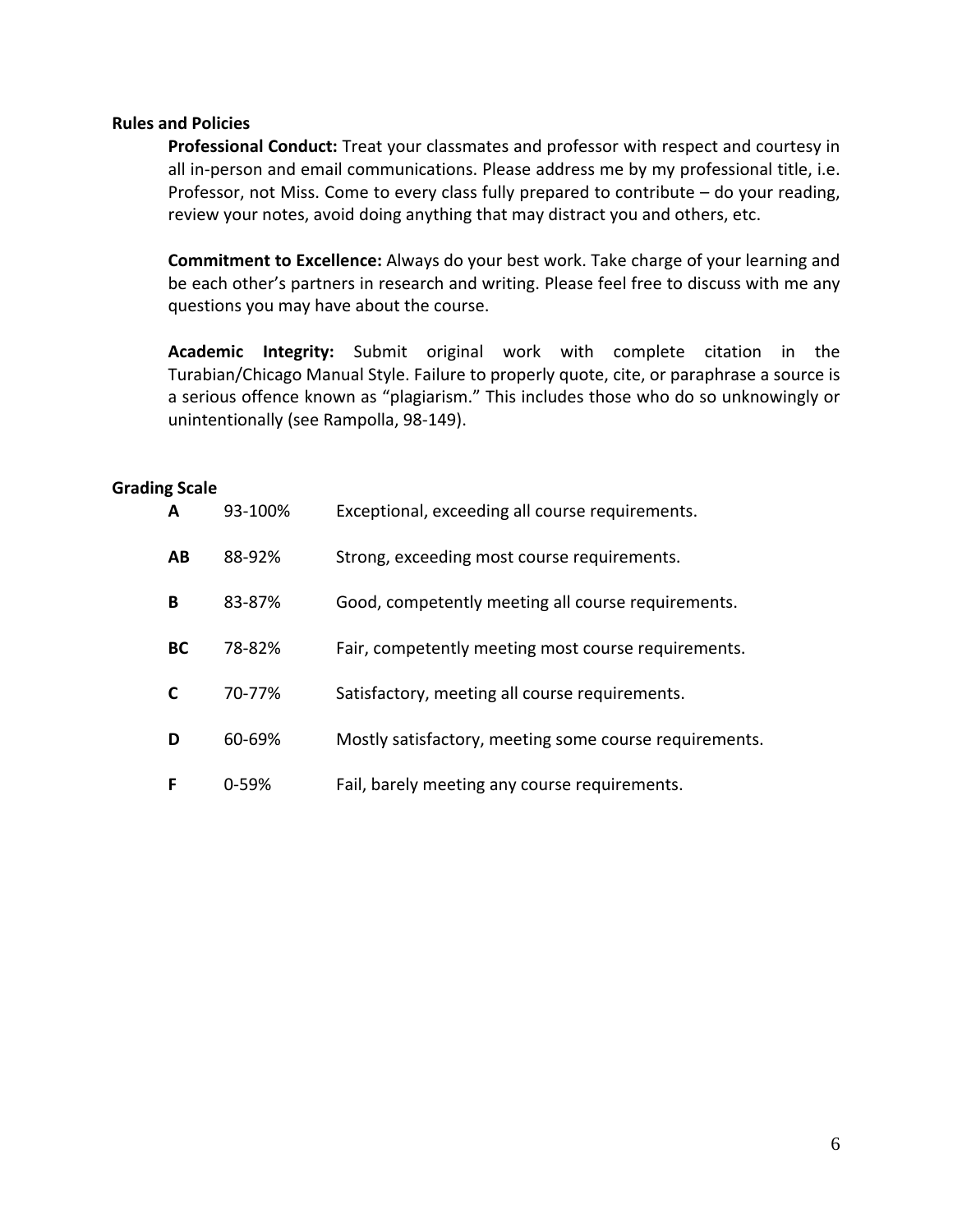**Rules and Policies**

**Professional Conduct:** Treat your classmates and professor with respect and courtesy in all in-person and email communications. Please address me by my professional title, i.e. Professor, not Miss. Come to every class fully prepared to contribute – do your reading, review your notes, avoid doing anything that may distract you and others, etc.

**Commitment to Excellence:** Always do your best work. Take charge of your learning and be each other's partners in research and writing. Please feel free to discuss with me any questions you may have about the course.

**Academic Integrity:** Submit original work with complete citation in the Turabian/Chicago Manual Style. Failure to properly quote, cite, or paraphrase a source is a serious offence known as "plagiarism." This includes those who do so unknowingly or unintentionally (see Rampolla, 98-149).

**Grading Scale**

| | | |
|---|---|---|
| **A** | 93-100% | Exceptional, exceeding all course requirements. |
| **AB** | 88-92% | Strong, exceeding most course requirements. |
| **B** | 83-87% | Good, competently meeting all course requirements. |
| **BC** | 78-82% | Fair, competently meeting most course requirements. |
| **C** | 70-77% | Satisfactory, meeting all course requirements. |
| **D** | 60-69% | Mostly satisfactory, meeting some course requirements. |
| **F** | 0-59% | Fail, barely meeting any course requirements. |